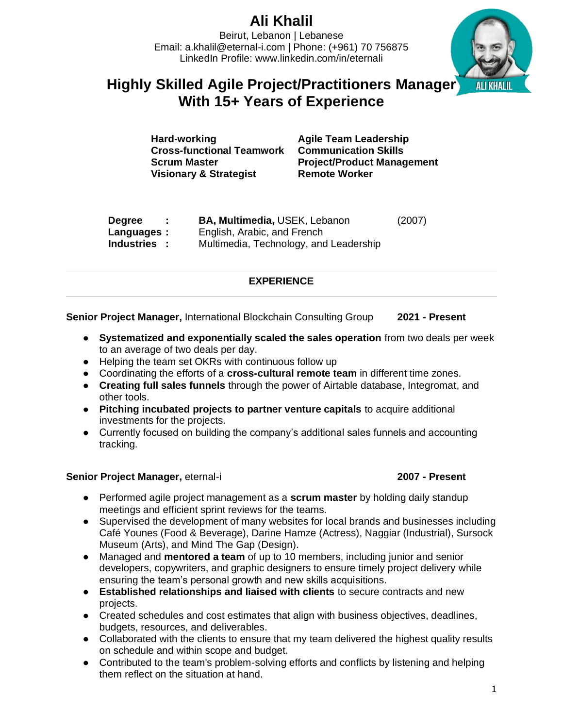# Ali Khalil

Beirut, Lebanon | Lebanese
Email: a.khalil@eternal-i.com | Phone: (+961) 70 756875
LinkedIn Profile: www.linkedin.com/in/eternali

## Highly Skilled Agile Project/Practitioners Manager With 15+ Years of Experience

| | |
|---|---|
| **Hard-working** | **Agile Team Leadership** |
| **Cross-functional Teamwork** | **Communication Skills** |
| **Scrum Master** | **Project/Product Management** |
| **Visionary & Strategist** | **Remote Worker** |

| | | |
|---|---|---|
| **Degree :** | **BA, Multimedia,** USEK, Lebanon | (2007) |
| **Languages :** | English, Arabic, and French | |
| **Industries :** | Multimedia, Technology, and Leadership | |

## EXPERIENCE

**Senior Project Manager,** International Blockchain Consulting Group **2021 - Present**

- **Systematized and exponentially scaled the sales operation** from two deals per week to an average of two deals per day.
- Helping the team set OKRs with continuous follow up
- Coordinating the efforts of a **cross-cultural remote team** in different time zones.
- **Creating full sales funnels** through the power of Airtable database, Integromat, and other tools.
- **Pitching incubated projects to partner venture capitals** to acquire additional investments for the projects.
- Currently focused on building the company's additional sales funnels and accounting tracking.

**Senior Project Manager,** eternal-i **2007 - Present**

- Performed agile project management as a **scrum master** by holding daily standup meetings and efficient sprint reviews for the teams.
- Supervised the development of many websites for local brands and businesses including Café Younes (Food & Beverage), Darine Hamze (Actress), Naggiar (Industrial), Sursock Museum (Arts), and Mind The Gap (Design).
- Managed and **mentored a team** of up to 10 members, including junior and senior developers, copywriters, and graphic designers to ensure timely project delivery while ensuring the team's personal growth and new skills acquisitions.
- **Established relationships and liaised with clients** to secure contracts and new projects.
- Created schedules and cost estimates that align with business objectives, deadlines, budgets, resources, and deliverables.
- Collaborated with the clients to ensure that my team delivered the highest quality results on schedule and within scope and budget.
- Contributed to the team's problem-solving efforts and conflicts by listening and helping them reflect on the situation at hand.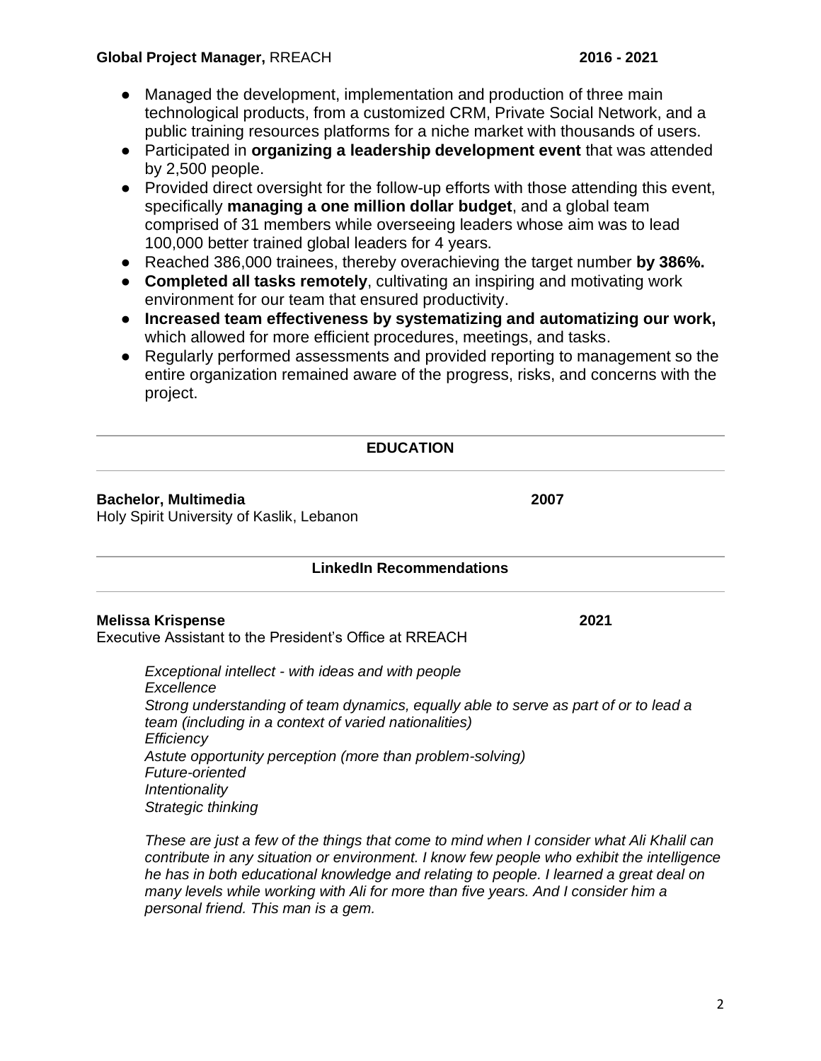**Global Project Manager,** RREACH **2016 - 2021**

- Managed the development, implementation and production of three main technological products, from a customized CRM, Private Social Network, and a public training resources platforms for a niche market with thousands of users.
- Participated in **organizing a leadership development event** that was attended by 2,500 people.
- Provided direct oversight for the follow-up efforts with those attending this event, specifically **managing a one million dollar budget**, and a global team comprised of 31 members while overseeing leaders whose aim was to lead 100,000 better trained global leaders for 4 years.
- Reached 386,000 trainees, thereby overachieving the target number **by 386%.**
- **Completed all tasks remotely**, cultivating an inspiring and motivating work environment for our team that ensured productivity.
- **Increased team effectiveness by systematizing and automatizing our work,** which allowed for more efficient procedures, meetings, and tasks.
- Regularly performed assessments and provided reporting to management so the entire organization remained aware of the progress, risks, and concerns with the project.

## EDUCATION

**Bachelor, Multimedia** **2007**
Holy Spirit University of Kaslik, Lebanon

## LinkedIn Recommendations

**Melissa Krispense** **2021**
Executive Assistant to the President's Office at RREACH

> *Exceptional intellect - with ideas and with people*
> *Excellence*
> *Strong understanding of team dynamics, equally able to serve as part of or to lead a team (including in a context of varied nationalities)*
> *Efficiency*
> *Astute opportunity perception (more than problem-solving)*
> *Future-oriented*
> *Intentionality*
> *Strategic thinking*
>
> *These are just a few of the things that come to mind when I consider what Ali Khalil can contribute in any situation or environment. I know few people who exhibit the intelligence he has in both educational knowledge and relating to people. I learned a great deal on many levels while working with Ali for more than five years. And I consider him a personal friend. This man is a gem.*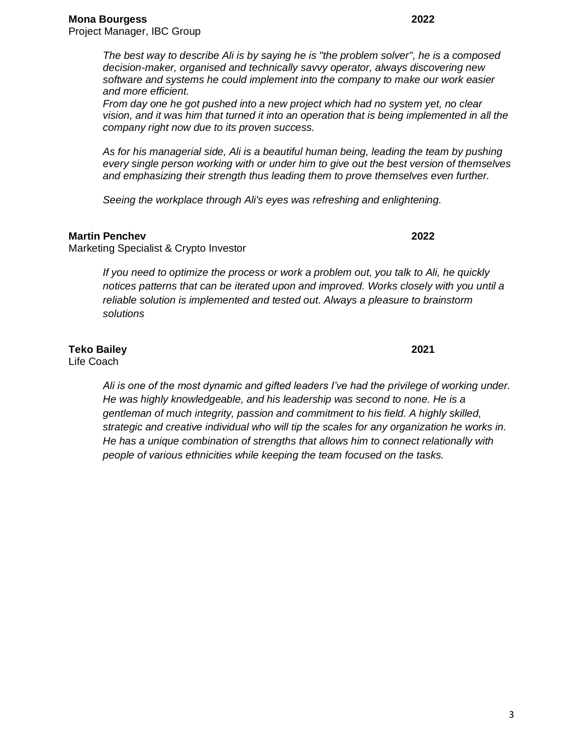**Mona Bourgess** **2022**
Project Manager, IBC Group

> *The best way to describe Ali is by saying he is "the problem solver", he is a composed decision-maker, organised and technically savvy operator, always discovering new software and systems he could implement into the company to make our work easier and more efficient.*
> *From day one he got pushed into a new project which had no system yet, no clear vision, and it was him that turned it into an operation that is being implemented in all the company right now due to its proven success.*
>
> *As for his managerial side, Ali is a beautiful human being, leading the team by pushing every single person working with or under him to give out the best version of themselves and emphasizing their strength thus leading them to prove themselves even further.*
>
> *Seeing the workplace through Ali's eyes was refreshing and enlightening.*

**Martin Penchev** **2022**
Marketing Specialist & Crypto Investor

> *If you need to optimize the process or work a problem out, you talk to Ali, he quickly notices patterns that can be iterated upon and improved. Works closely with you until a reliable solution is implemented and tested out. Always a pleasure to brainstorm solutions*

**Teko Bailey** **2021**
Life Coach

> *Ali is one of the most dynamic and gifted leaders I've had the privilege of working under. He was highly knowledgeable, and his leadership was second to none. He is a gentleman of much integrity, passion and commitment to his field. A highly skilled, strategic and creative individual who will tip the scales for any organization he works in. He has a unique combination of strengths that allows him to connect relationally with people of various ethnicities while keeping the team focused on the tasks.*